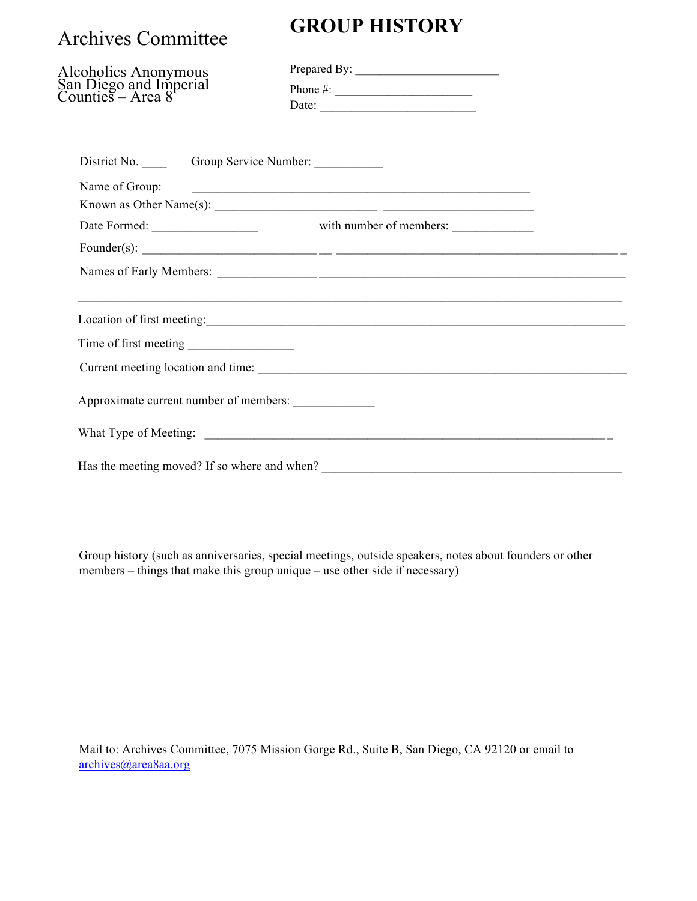Archives Committee

Alcoholics Anonymous
San Diego and Imperial
Counties – Area 8

# GROUP HISTORY

Prepared By: ______________________

Phone #: _____________________

Date: ________________________

District No. ____ Group Service Number: ___________

Name of Group: _____________________________________________________

Known as Other Name(s): _________________________ ________________________

Date Formed: ________________ with number of members: ____________

Founder(s): ____________________________ __ _____________________________________________ _

Names of Early Members: _______________ ______________________________________________

_______________________________________________________________________________________

Location of first meeting: _____________________________________________________________

Time of first meeting ________________

Current meeting location and time: _____________________________________________________

Approximate current number of members: ____________

What Type of Meeting: _______________________________________________________________ _

Has the meeting moved? If so where and when? _______________________________________________

Group history (such as anniversaries, special meetings, outside speakers, notes about founders or other members – things that make this group unique – use other side if necessary)

Mail to: Archives Committee, 7075 Mission Gorge Rd., Suite B, San Diego, CA 92120 or email to archives@area8aa.org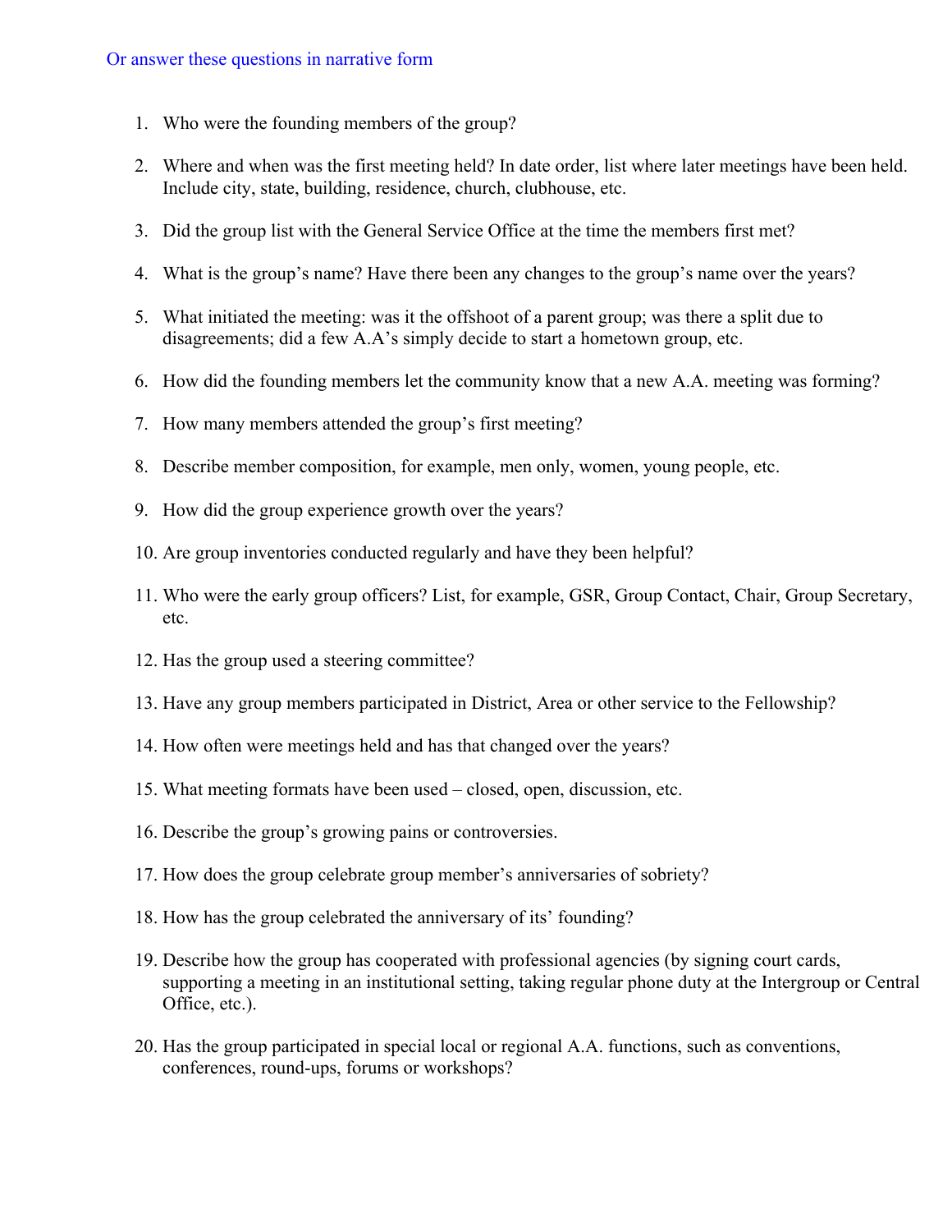Or answer these questions in narrative form

1. Who were the founding members of the group?
2. Where and when was the first meeting held? In date order, list where later meetings have been held. Include city, state, building, residence, church, clubhouse, etc.
3. Did the group list with the General Service Office at the time the members first met?
4. What is the group's name? Have there been any changes to the group's name over the years?
5. What initiated the meeting: was it the offshoot of a parent group; was there a split due to disagreements; did a few A.A's simply decide to start a hometown group, etc.
6. How did the founding members let the community know that a new A.A. meeting was forming?
7. How many members attended the group's first meeting?
8. Describe member composition, for example, men only, women, young people, etc.
9. How did the group experience growth over the years?
10. Are group inventories conducted regularly and have they been helpful?
11. Who were the early group officers? List, for example, GSR, Group Contact, Chair, Group Secretary, etc.
12. Has the group used a steering committee?
13. Have any group members participated in District, Area or other service to the Fellowship?
14. How often were meetings held and has that changed over the years?
15. What meeting formats have been used – closed, open, discussion, etc.
16. Describe the group's growing pains or controversies.
17. How does the group celebrate group member's anniversaries of sobriety?
18. How has the group celebrated the anniversary of its' founding?
19. Describe how the group has cooperated with professional agencies (by signing court cards, supporting a meeting in an institutional setting, taking regular phone duty at the Intergroup or Central Office, etc.).
20. Has the group participated in special local or regional A.A. functions, such as conventions, conferences, round-ups, forums or workshops?